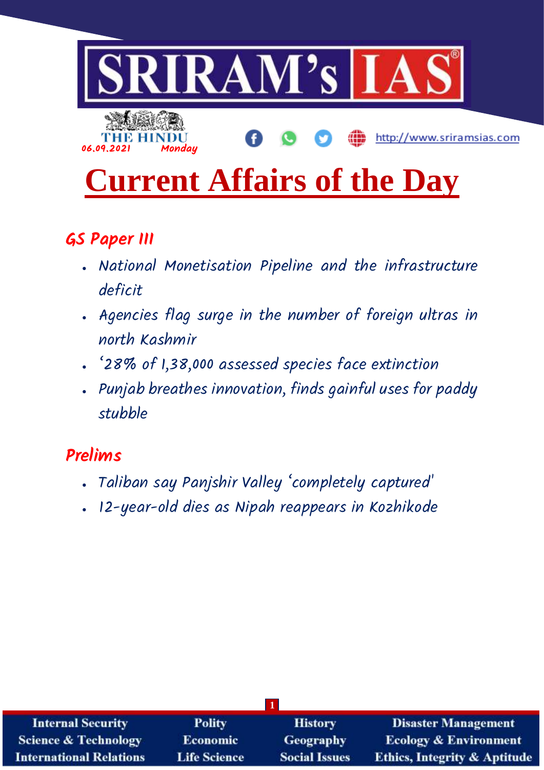THE HINDU

06.09.2021 Monday

# Current Affairs of the Day

## GS Paper III

- National Monetisation Pipeline and the infrastructure deficit
- Agencies flag surge in the number of foreign ultras in north Kashmir
- '28% of 1,38,000 assessed species face extinction
- Punjab breathes innovation, finds gainful uses for paddy stubble

## Prelims

- Taliban say Panjshir Valley 'completely captured'
- 12-year-old dies as Nipah reappears in Kozhikode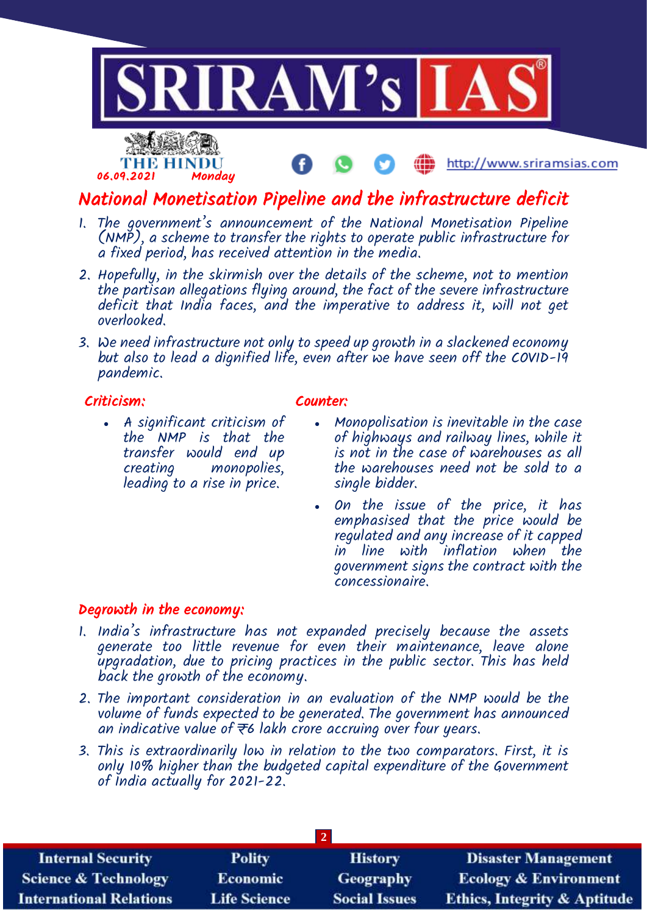## National Monetisation Pipeline and the infrastructure deficit

1. The government's announcement of the National Monetisation Pipeline (NMP), a scheme to transfer the rights to operate public infrastructure for a fixed period, has received attention in the media.
2. Hopefully, in the skirmish over the details of the scheme, not to mention the partisan allegations flying around, the fact of the severe infrastructure deficit that India faces, and the imperative to address it, will not get overlooked.
3. We need infrastructure not only to speed up growth in a slackened economy but also to lead a dignified life, even after we have seen off the COVID-19 pandemic.

### Criticism:

- A significant criticism of the NMP is that the transfer would end up creating monopolies, leading to a rise in price.

### Counter:

- Monopolisation is inevitable in the case of highways and railway lines, while it is not in the case of warehouses as all the warehouses need not be sold to a single bidder.
- On the issue of the price, it has emphasised that the price would be regulated and any increase of it capped in line with inflation when the government signs the contract with the concessionaire.

### Degrowth in the economy:

1. India's infrastructure has not expanded precisely because the assets generate too little revenue for even their maintenance, leave alone upgradation, due to pricing practices in the public sector. This has held back the growth of the economy.
2. The important consideration in an evaluation of the NMP would be the volume of funds expected to be generated. The government has announced an indicative value of ₹6 lakh crore accruing over four years.
3. This is extraordinarily low in relation to the two comparators. First, it is only 10% higher than the budgeted capital expenditure of the Government of India actually for 2021-22.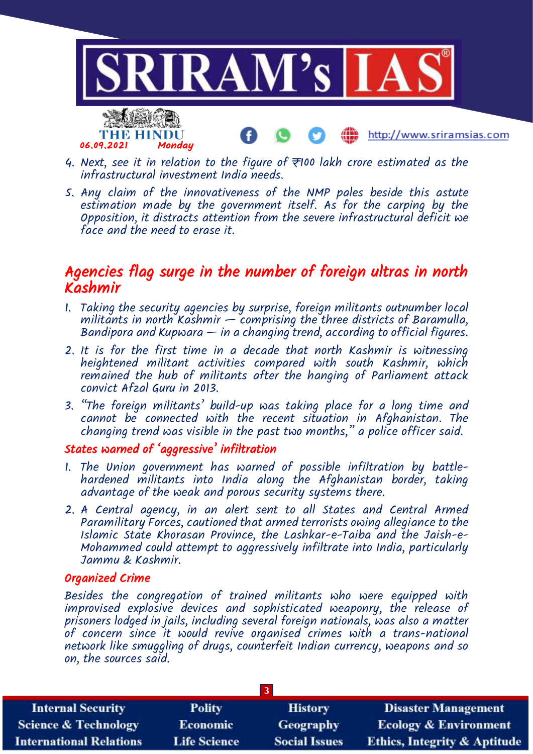4. Next, see it in relation to the figure of ₹100 lakh crore estimated as the infrastructural investment India needs.
5. Any claim of the innovativeness of the NMP pales beside this astute estimation made by the government itself. As for the carping by the Opposition, it distracts attention from the severe infrastructural deficit we face and the need to erase it.

## Agencies flag surge in the number of foreign ultras in north Kashmir

1. Taking the security agencies by surprise, foreign militants outnumber local militants in north Kashmir — comprising the three districts of Baramulla, Bandipora and Kupwara — in a changing trend, according to official figures.
2. It is for the first time in a decade that north Kashmir is witnessing heightened militant activities compared with south Kashmir, which remained the hub of militants after the hanging of Parliament attack convict Afzal Guru in 2013.
3. "The foreign militants' build-up was taking place for a long time and cannot be connected with the recent situation in Afghanistan. The changing trend was visible in the past two months," a police officer said.

### States warned of 'aggressive' infiltration

1. The Union government has warned of possible infiltration by battle-hardened militants into India along the Afghanistan border, taking advantage of the weak and porous security systems there.
2. A Central agency, in an alert sent to all States and Central Armed Paramilitary Forces, cautioned that armed terrorists owing allegiance to the Islamic State Khorasan Province, the Lashkar-e-Taiba and the Jaish-e-Mohammed could attempt to aggressively infiltrate into India, particularly Jammu & Kashmir.

### Organized Crime

Besides the congregation of trained militants who were equipped with improvised explosive devices and sophisticated weaponry, the release of prisoners lodged in jails, including several foreign nationals, was also a matter of concern since it would revive organised crimes with a trans-national network like smuggling of drugs, counterfeit Indian currency, weapons and so on, the sources said.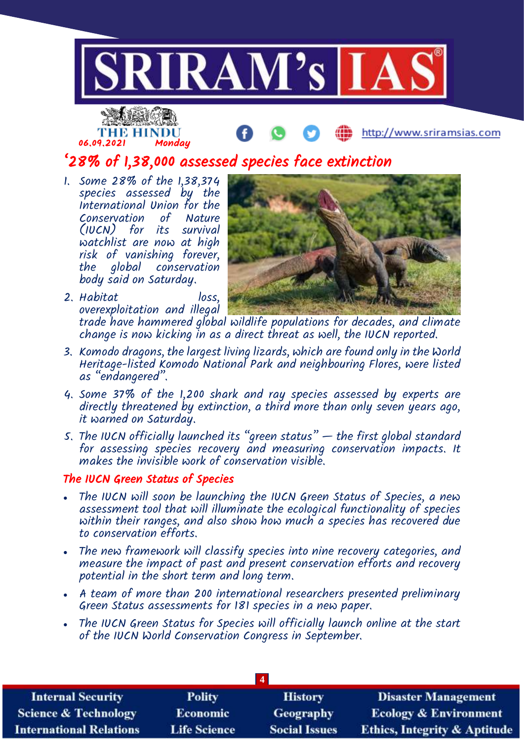# '28% of 1,38,000 assessed species face extinction

1. Some 28% of the 1,38,374 species assessed by the International Union for the Conservation of Nature (IUCN) for its survival watchlist are now at high risk of vanishing forever, the global conservation body said on Saturday.
2. Habitat loss, overexploitation and illegal trade have hammered global wildlife populations for decades, and climate change is now kicking in as a direct threat as well, the IUCN reported.
3. Komodo dragons, the largest living lizards, which are found only in the World Heritage-listed Komodo National Park and neighbouring Flores, were listed as "endangered".
4. Some 37% of the 1,200 shark and ray species assessed by experts are directly threatened by extinction, a third more than only seven years ago, it warned on Saturday.
5. The IUCN officially launched its "green status" — the first global standard for assessing species recovery and measuring conservation impacts. It makes the invisible work of conservation visible.

## The IUCN Green Status of Species

- The IUCN will soon be launching the IUCN Green Status of Species, a new assessment tool that will illuminate the ecological functionality of species within their ranges, and also show how much a species has recovered due to conservation efforts.
- The new framework will classify species into nine recovery categories, and measure the impact of past and present conservation efforts and recovery potential in the short term and long term.
- A team of more than 200 international researchers presented preliminary Green Status assessments for 181 species in a new paper.
- The IUCN Green Status for Species will officially launch online at the start of the IUCN World Conservation Congress in September.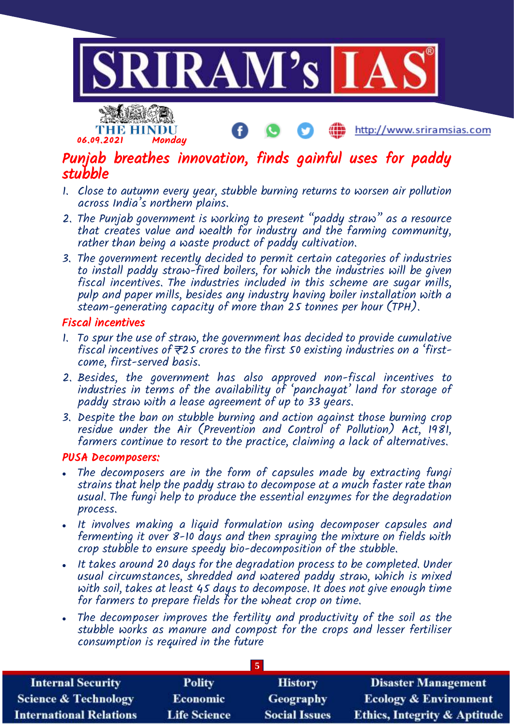# Punjab breathes innovation, finds gainful uses for paddy stubble

1. Close to autumn every year, stubble burning returns to worsen air pollution across India's northern plains.
2. The Punjab government is working to present "paddy straw" as a resource that creates value and wealth for industry and the farming community, rather than being a waste product of paddy cultivation.
3. The government recently decided to permit certain categories of industries to install paddy straw-fired boilers, for which the industries will be given fiscal incentives. The industries included in this scheme are sugar mills, pulp and paper mills, besides any industry having boiler installation with a steam-generating capacity of more than 25 tonnes per hour (TPH).

## Fiscal incentives

1. To spur the use of straw, the government has decided to provide cumulative fiscal incentives of ₹25 crores to the first 50 existing industries on a 'first-come, first-served basis.
2. Besides, the government has also approved non-fiscal incentives to industries in terms of the availability of 'panchayat' land for storage of paddy straw with a lease agreement of up to 33 years.
3. Despite the ban on stubble burning and action against those burning crop residue under the Air (Prevention and Control of Pollution) Act, 1981, farmers continue to resort to the practice, claiming a lack of alternatives.

## PUSA Decomposers:

- The decomposers are in the form of capsules made by extracting fungi strains that help the paddy straw to decompose at a much faster rate than usual. The fungi help to produce the essential enzymes for the degradation process.
- It involves making a liquid formulation using decomposer capsules and fermenting it over 8-10 days and then spraying the mixture on fields with crop stubble to ensure speedy bio-decomposition of the stubble.
- It takes around 20 days for the degradation process to be completed. Under usual circumstances, shredded and watered paddy straw, which is mixed with soil, takes at least 45 days to decompose. It does not give enough time for farmers to prepare fields for the wheat crop on time.
- The decomposer improves the fertility and productivity of the soil as the stubble works as manure and compost for the crops and lesser fertiliser consumption is required in the future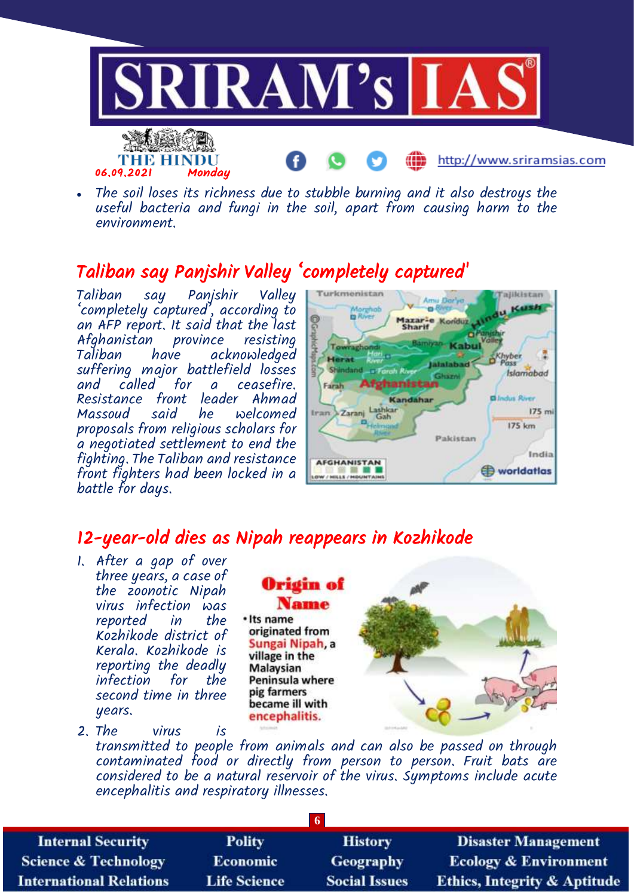- The soil loses its richness due to stubble burning and it also destroys the useful bacteria and fungi in the soil, apart from causing harm to the environment.

## Taliban say Panjshir Valley 'completely captured'

Taliban say Panjshir Valley 'completely captured', according to an AFP report. It said that the last Afghanistan province resisting Taliban have acknowledged suffering major battlefield losses and called for a ceasefire. Resistance front leader Ahmad Massoud said he welcomed proposals from religious scholars for a negotiated settlement to end the fighting. The Taliban and resistance front fighters had been locked in a battle for days.

## 12-year-old dies as Nipah reappears in Kozhikode

1. After a gap of over three years, a case of the zoonotic Nipah virus infection was reported in the Kozhikode district of Kerala. Kozhikode is reporting the deadly infection for the second time in three years.
2. The virus is transmitted to people from animals and can also be passed on through contaminated food or directly from person to person. Fruit bats are considered to be a natural reservoir of the virus. Symptoms include acute encephalitis and respiratory illnesses.

**Origin of Name**

- Its name originated from Sungai Nipah, a village in the Malaysian Peninsula where pig farmers became ill with encephalitis.